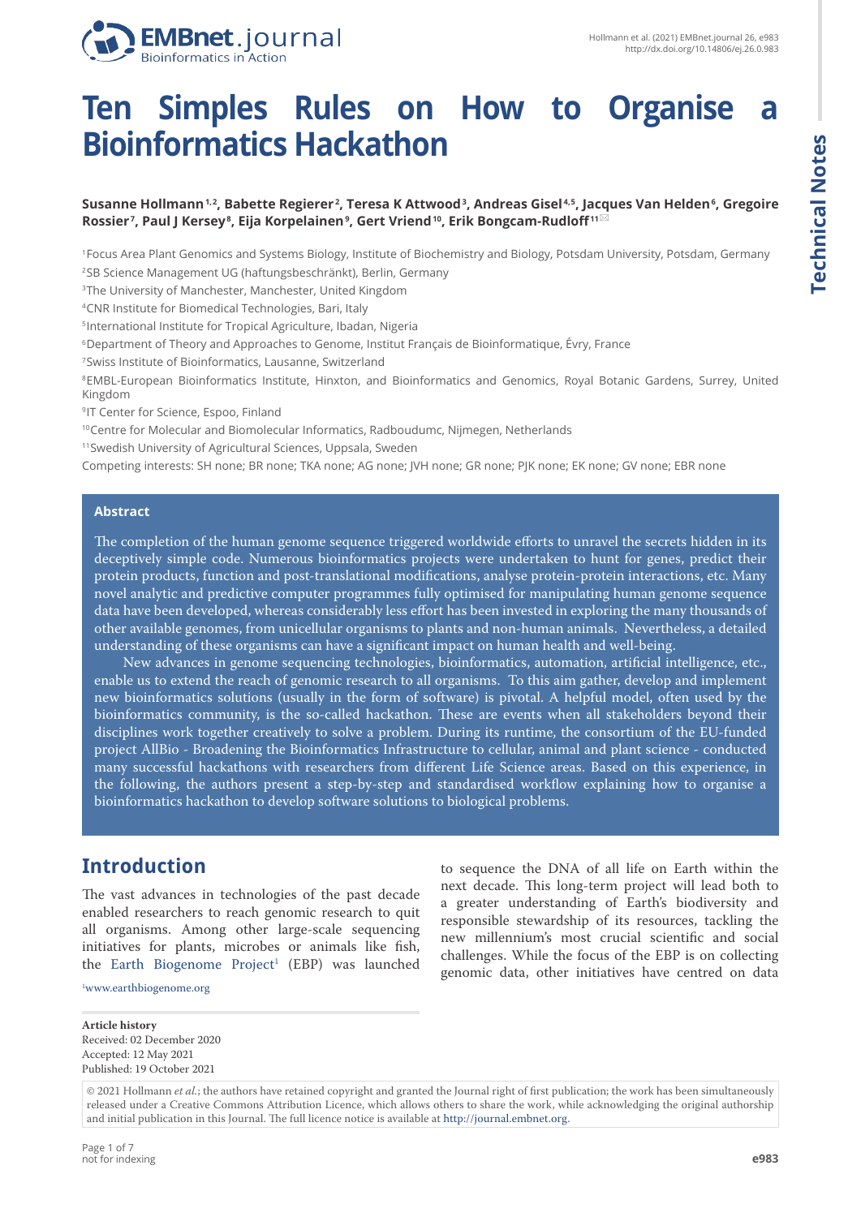# Ten Simples Rules on How to Organise a Bioinformatics Hackathon

**Susanne Hollmann[1,2], Babette Regierer[2], Teresa K Attwood[3], Andreas Gisel[4,5], Jacques Van Helden[6], Gregoire Rossier[7], Paul J Kersey[8], Eija Korpelainen[9], Gert Vriend[10], Erik Bongcam-Rudloff[11]**

[1]Focus Area Plant Genomics and Systems Biology, Institute of Biochemistry and Biology, Potsdam University, Potsdam, Germany
[2]SB Science Management UG (haftungsbeschränkt), Berlin, Germany
[3]The University of Manchester, Manchester, United Kingdom
[4]CNR Institute for Biomedical Technologies, Bari, Italy
[5]International Institute for Tropical Agriculture, Ibadan, Nigeria
[6]Department of Theory and Approaches to Genome, Institut Français de Bioinformatique, Évry, France
[7]Swiss Institute of Bioinformatics, Lausanne, Switzerland
[8]EMBL-European Bioinformatics Institute, Hinxton, and Bioinformatics and Genomics, Royal Botanic Gardens, Surrey, United Kingdom
[9]IT Center for Science, Espoo, Finland
[10]Centre for Molecular and Biomolecular Informatics, Radboudumc, Nijmegen, Netherlands
[11]Swedish University of Agricultural Sciences, Uppsala, Sweden

Competing interests: SH none; BR none; TKA none; AG none; JVH none; GR none; PJK none; EK none; GV none; EBR none

## Abstract

The completion of the human genome sequence triggered worldwide efforts to unravel the secrets hidden in its deceptively simple code. Numerous bioinformatics projects were undertaken to hunt for genes, predict their protein products, function and post-translational modifications, analyse protein-protein interactions, etc. Many novel analytic and predictive computer programmes fully optimised for manipulating human genome sequence data have been developed, whereas considerably less effort has been invested in exploring the many thousands of other available genomes, from unicellular organisms to plants and non-human animals. Nevertheless, a detailed understanding of these organisms can have a significant impact on human health and well-being.

New advances in genome sequencing technologies, bioinformatics, automation, artificial intelligence, etc., enable us to extend the reach of genomic research to all organisms. To this aim gather, develop and implement new bioinformatics solutions (usually in the form of software) is pivotal. A helpful model, often used by the bioinformatics community, is the so-called hackathon. These are events when all stakeholders beyond their disciplines work together creatively to solve a problem. During its runtime, the consortium of the EU-funded project AllBio - Broadening the Bioinformatics Infrastructure to cellular, animal and plant science - conducted many successful hackathons with researchers from different Life Science areas. Based on this experience, in the following, the authors present a step-by-step and standardised workflow explaining how to organise a bioinformatics hackathon to develop software solutions to biological problems.

## Introduction

The vast advances in technologies of the past decade enabled researchers to reach genomic research to quit all organisms. Among other large-scale sequencing initiatives for plants, microbes or animals like fish, the Earth Biogenome Project[1] (EBP) was launched to sequence the DNA of all life on Earth within the next decade. This long-term project will lead both to a greater understanding of Earth's biodiversity and responsible stewardship of its resources, tackling the new millennium's most crucial scientific and social challenges. While the focus of the EBP is on collecting genomic data, other initiatives have centred on data

[1]www.earthbiogenome.org

**Article history**
Received: 02 December 2020
Accepted: 12 May 2021
Published: 19 October 2021

© 2021 Hollmann *et al.*; the authors have retained copyright and granted the Journal right of first publication; the work has been simultaneously released under a Creative Commons Attribution Licence, which allows others to share the work, while acknowledging the original authorship and initial publication in this Journal. The full licence notice is available at http://journal.embnet.org.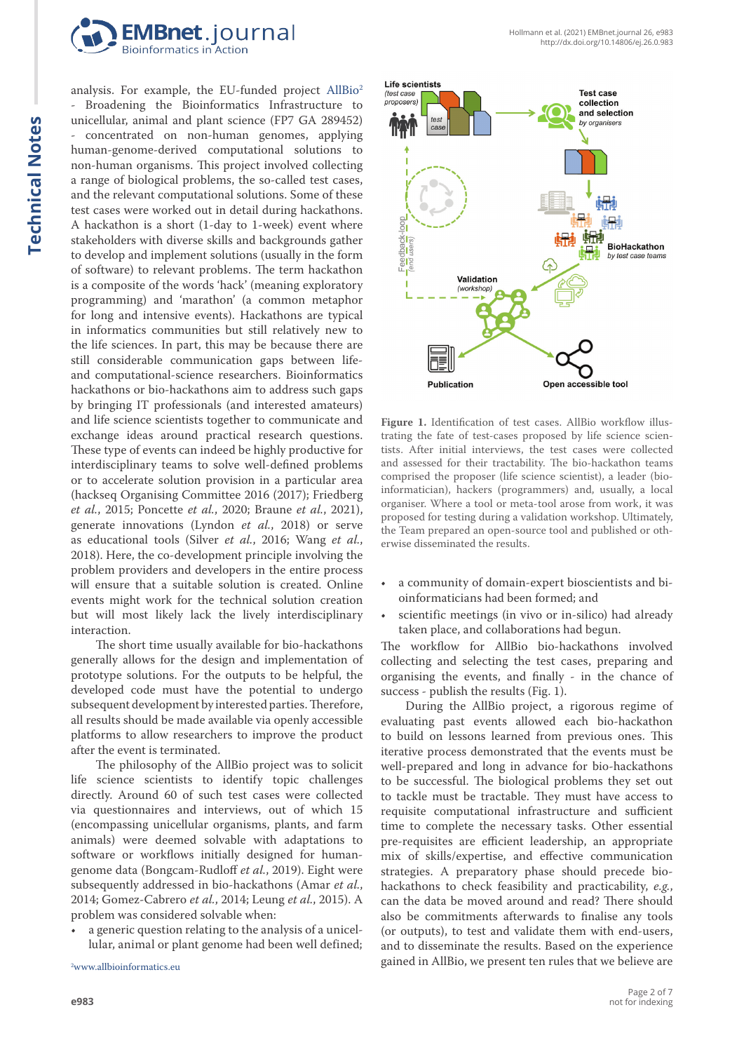analysis. For example, the EU-funded project AllBio[2] - Broadening the Bioinformatics Infrastructure to unicellular, animal and plant science (FP7 GA 289452) - concentrated on non-human genomes, applying human-genome-derived computational solutions to non-human organisms. This project involved collecting a range of biological problems, the so-called test cases, and the relevant computational solutions. Some of these test cases were worked out in detail during hackathons. A hackathon is a short (1-day to 1-week) event where stakeholders with diverse skills and backgrounds gather to develop and implement solutions (usually in the form of software) to relevant problems. The term hackathon is a composite of the words 'hack' (meaning exploratory programming) and 'marathon' (a common metaphor for long and intensive events). Hackathons are typical in informatics communities but still relatively new to the life sciences. In part, this may be because there are still considerable communication gaps between life- and computational-science researchers. Bioinformatics hackathons or bio-hackathons aim to address such gaps by bringing IT professionals (and interested amateurs) and life science scientists together to communicate and exchange ideas around practical research questions. These type of events can indeed be highly productive for interdisciplinary teams to solve well-defined problems or to accelerate solution provision in a particular area (hackseq Organising Committee 2016 (2017); Friedberg *et al.*, 2015; Poncette *et al.*, 2020; Braune *et al.*, 2021), generate innovations (Lyndon *et al.*, 2018) or serve as educational tools (Silver *et al.*, 2016; Wang *et al.*, 2018). Here, the co-development principle involving the problem providers and developers in the entire process will ensure that a suitable solution is created. Online events might work for the technical solution creation but will most likely lack the lively interdisciplinary interaction.

The short time usually available for bio-hackathons generally allows for the design and implementation of prototype solutions. For the outputs to be helpful, the developed code must have the potential to undergo subsequent development by interested parties. Therefore, all results should be made available via openly accessible platforms to allow researchers to improve the product after the event is terminated.

The philosophy of the AllBio project was to solicit life science scientists to identify topic challenges directly. Around 60 of such test cases were collected via questionnaires and interviews, out of which 15 (encompassing unicellular organisms, plants, and farm animals) were deemed solvable with adaptations to software or workflows initially designed for human-genome data (Bongcam-Rudloff *et al.*, 2019). Eight were subsequently addressed in bio-hackathons (Amar *et al.*, 2014; Gomez-Cabrero *et al.*, 2014; Leung *et al.*, 2015). A problem was considered solvable when:

- a generic question relating to the analysis of a unicellular, animal or plant genome had been well defined;
- a community of domain-expert bioscientists and bioinformaticians had been formed; and
- scientific meetings (in vivo or in-silico) had already taken place, and collaborations had begun.

[2]www.allbioinformatics.eu

**Figure 1.** Identification of test cases. AllBio workflow illustrating the fate of test-cases proposed by life science scientists. After initial interviews, the test cases were collected and assessed for their tractability. The bio-hackathon teams comprised the proposer (life science scientist), a leader (bioinformatician), hackers (programmers) and, usually, a local organiser. Where a tool or meta-tool arose from work, it was proposed for testing during a validation workshop. Ultimately, the Team prepared an open-source tool and published or otherwise disseminated the results.

The workflow for AllBio bio-hackathons involved collecting and selecting the test cases, preparing and organising the events, and finally - in the chance of success - publish the results (Fig. 1).

During the AllBio project, a rigorous regime of evaluating past events allowed each bio-hackathon to build on lessons learned from previous ones. This iterative process demonstrated that the events must be well-prepared and long in advance for bio-hackathons to be successful. The biological problems they set out to tackle must be tractable. They must have access to requisite computational infrastructure and sufficient time to complete the necessary tasks. Other essential pre-requisites are efficient leadership, an appropriate mix of skills/expertise, and effective communication strategies. A preparatory phase should precede bio-hackathons to check feasibility and practicability, *e.g.*, can the data be moved around and read? There should also be commitments afterwards to finalise any tools (or outputs), to test and validate them with end-users, and to disseminate the results. Based on the experience gained in AllBio, we present ten rules that we believe are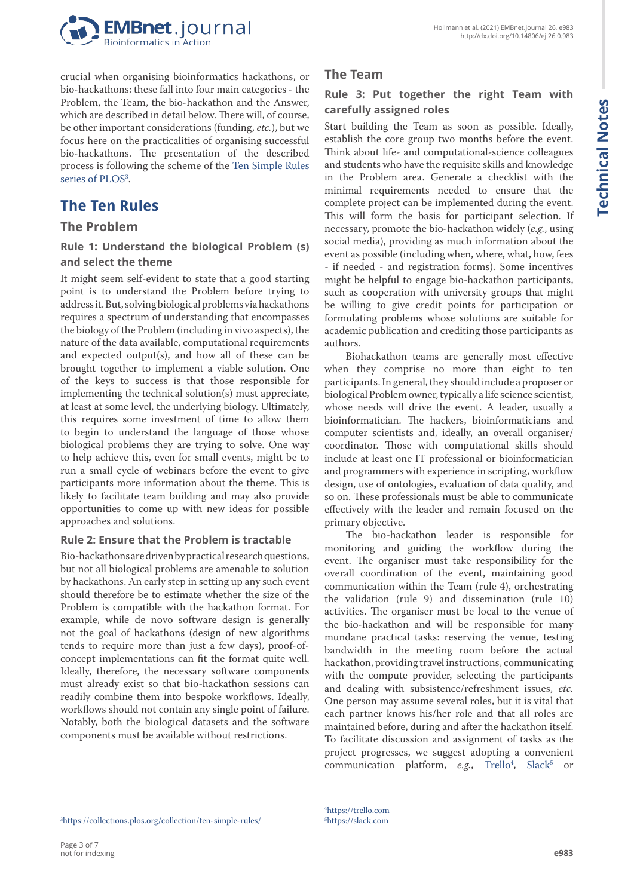crucial when organising bioinformatics hackathons, or bio-hackathons: these fall into four main categories - the Problem, the Team, the bio-hackathon and the Answer, which are described in detail below. There will, of course, be other important considerations (funding, *etc.*), but we focus here on the practicalities of organising successful bio-hackathons. The presentation of the described process is following the scheme of the Ten Simple Rules series of PLOS[3].

## The Ten Rules

### The Problem

#### Rule 1: Understand the biological Problem (s) and select the theme

It might seem self-evident to state that a good starting point is to understand the Problem before trying to address it. But, solving biological problems via hackathons requires a spectrum of understanding that encompasses the biology of the Problem (including in vivo aspects), the nature of the data available, computational requirements and expected output(s), and how all of these can be brought together to implement a viable solution. One of the keys to success is that those responsible for implementing the technical solution(s) must appreciate, at least at some level, the underlying biology. Ultimately, this requires some investment of time to allow them to begin to understand the language of those whose biological problems they are trying to solve. One way to help achieve this, even for small events, might be to run a small cycle of webinars before the event to give participants more information about the theme. This is likely to facilitate team building and may also provide opportunities to come up with new ideas for possible approaches and solutions.

#### Rule 2: Ensure that the Problem is tractable

Bio-hackathons are driven by practical research questions, but not all biological problems are amenable to solution by hackathons. An early step in setting up any such event should therefore be to estimate whether the size of the Problem is compatible with the hackathon format. For example, while de novo software design is generally not the goal of hackathons (design of new algorithms tends to require more than just a few days), proof-of-concept implementations can fit the format quite well. Ideally, therefore, the necessary software components must already exist so that bio-hackathon sessions can readily combine them into bespoke workflows. Ideally, workflows should not contain any single point of failure. Notably, both the biological datasets and the software components must be available without restrictions.

### The Team

#### Rule 3: Put together the right Team with carefully assigned roles

Start building the Team as soon as possible. Ideally, establish the core group two months before the event. Think about life- and computational-science colleagues and students who have the requisite skills and knowledge in the Problem area. Generate a checklist with the minimal requirements needed to ensure that the complete project can be implemented during the event. This will form the basis for participant selection. If necessary, promote the bio-hackathon widely (*e.g.*, using social media), providing as much information about the event as possible (including when, where, what, how, fees - if needed - and registration forms). Some incentives might be helpful to engage bio-hackathon participants, such as cooperation with university groups that might be willing to give credit points for participation or formulating problems whose solutions are suitable for academic publication and crediting those participants as authors.

Biohackathon teams are generally most effective when they comprise no more than eight to ten participants. In general, they should include a proposer or biological Problem owner, typically a life science scientist, whose needs will drive the event. A leader, usually a bioinformatician. The hackers, bioinformaticians and computer scientists and, ideally, an overall organiser/coordinator. Those with computational skills should include at least one IT professional or bioinformatician and programmers with experience in scripting, workflow design, use of ontologies, evaluation of data quality, and so on. These professionals must be able to communicate effectively with the leader and remain focused on the primary objective.

The bio-hackathon leader is responsible for monitoring and guiding the workflow during the event. The organiser must take responsibility for the overall coordination of the event, maintaining good communication within the Team (rule 4), orchestrating the validation (rule 9) and dissemination (rule 10) activities. The organiser must be local to the venue of the bio-hackathon and will be responsible for many mundane practical tasks: reserving the venue, testing bandwidth in the meeting room before the actual hackathon, providing travel instructions, communicating with the compute provider, selecting the participants and dealing with subsistence/refreshment issues, *etc.* One person may assume several roles, but it is vital that each partner knows his/her role and that all roles are maintained before, during and after the hackathon itself. To facilitate discussion and assignment of tasks as the project progresses, we suggest adopting a convenient communication platform, *e.g.*, Trello[4], Slack[5] or

[3] https://collections.plos.org/collection/ten-simple-rules/

[4] https://trello.com

[5] https://slack.com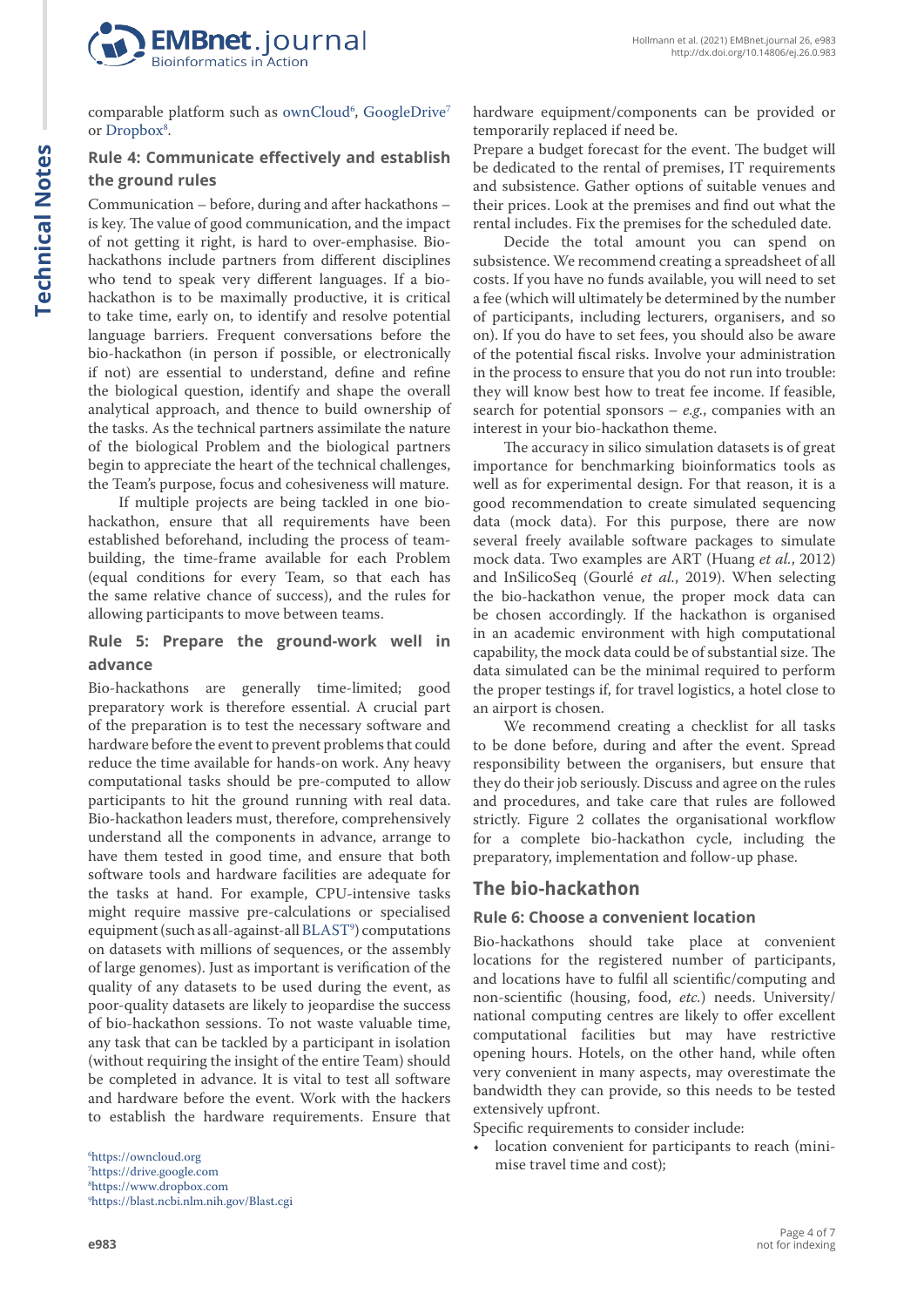comparable platform such as ownCloud[6], GoogleDrive[7] or Dropbox[8].

### Rule 4: Communicate effectively and establish the ground rules

Communication – before, during and after hackathons – is key. The value of good communication, and the impact of not getting it right, is hard to over-emphasise. Bio-hackathons include partners from different disciplines who tend to speak very different languages. If a bio-hackathon is to be maximally productive, it is critical to take time, early on, to identify and resolve potential language barriers. Frequent conversations before the bio-hackathon (in person if possible, or electronically if not) are essential to understand, define and refine the biological question, identify and shape the overall analytical approach, and thence to build ownership of the tasks. As the technical partners assimilate the nature of the biological Problem and the biological partners begin to appreciate the heart of the technical challenges, the Team's purpose, focus and cohesiveness will mature.

If multiple projects are being tackled in one bio-hackathon, ensure that all requirements have been established beforehand, including the process of team-building, the time-frame available for each Problem (equal conditions for every Team, so that each has the same relative chance of success), and the rules for allowing participants to move between teams.

### Rule 5: Prepare the ground-work well in advance

Bio-hackathons are generally time-limited; good preparatory work is therefore essential. A crucial part of the preparation is to test the necessary software and hardware before the event to prevent problems that could reduce the time available for hands-on work. Any heavy computational tasks should be pre-computed to allow participants to hit the ground running with real data. Bio-hackathon leaders must, therefore, comprehensively understand all the components in advance, arrange to have them tested in good time, and ensure that both software tools and hardware facilities are adequate for the tasks at hand. For example, CPU-intensive tasks might require massive pre-calculations or specialised equipment (such as all-against-all BLAST[9]) computations on datasets with millions of sequences, or the assembly of large genomes). Just as important is verification of the quality of any datasets to be used during the event, as poor-quality datasets are likely to jeopardise the success of bio-hackathon sessions. To not waste valuable time, any task that can be tackled by a participant in isolation (without requiring the insight of the entire Team) should be completed in advance. It is vital to test all software and hardware before the event. Work with the hackers to establish the hardware requirements. Ensure that hardware equipment/components can be provided or temporarily replaced if need be.

Prepare a budget forecast for the event. The budget will be dedicated to the rental of premises, IT requirements and subsistence. Gather options of suitable venues and their prices. Look at the premises and find out what the rental includes. Fix the premises for the scheduled date.

Decide the total amount you can spend on subsistence. We recommend creating a spreadsheet of all costs. If you have no funds available, you will need to set a fee (which will ultimately be determined by the number of participants, including lecturers, organisers, and so on). If you do have to set fees, you should also be aware of the potential fiscal risks. Involve your administration in the process to ensure that you do not run into trouble: they will know best how to treat fee income. If feasible, search for potential sponsors – *e.g.*, companies with an interest in your bio-hackathon theme.

The accuracy in silico simulation datasets is of great importance for benchmarking bioinformatics tools as well as for experimental design. For that reason, it is a good recommendation to create simulated sequencing data (mock data). For this purpose, there are now several freely available software packages to simulate mock data. Two examples are ART (Huang *et al.*, 2012) and InSilicoSeq (Gourlé *et al.*, 2019). When selecting the bio-hackathon venue, the proper mock data can be chosen accordingly. If the hackathon is organised in an academic environment with high computational capability, the mock data could be of substantial size. The data simulated can be the minimal required to perform the proper testings if, for travel logistics, a hotel close to an airport is chosen.

We recommend creating a checklist for all tasks to be done before, during and after the event. Spread responsibility between the organisers, but ensure that they do their job seriously. Discuss and agree on the rules and procedures, and take care that rules are followed strictly. Figure 2 collates the organisational workflow for a complete bio-hackathon cycle, including the preparatory, implementation and follow-up phase.

## The bio-hackathon

### Rule 6: Choose a convenient location

Bio-hackathons should take place at convenient locations for the registered number of participants, and locations have to fulfil all scientific/computing and non-scientific (housing, food, *etc.*) needs. University/national computing centres are likely to offer excellent computational facilities but may have restrictive opening hours. Hotels, on the other hand, while often very convenient in many aspects, may overestimate the bandwidth they can provide, so this needs to be tested extensively upfront.

Specific requirements to consider include:

- location convenient for participants to reach (minimise travel time and cost);

---

[6] https://owncloud.org
[7] https://drive.google.com
[8] https://www.dropbox.com
[9] https://blast.ncbi.nlm.nih.gov/Blast.cgi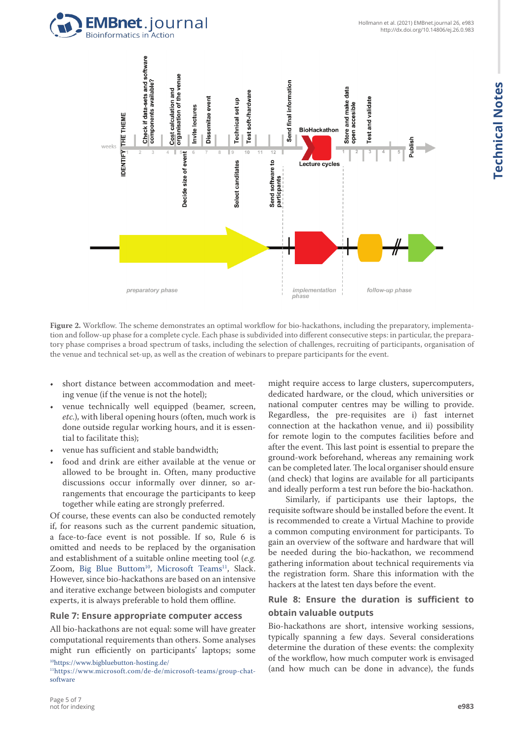**Figure 2.** Workflow. The scheme demonstrates an optimal workflow for bio-hackathons, including the preparatory, implementation and follow-up phase for a complete cycle. Each phase is subdivided into different consecutive steps: in particular, the preparatory phase comprises a broad spectrum of tasks, including the selection of challenges, recruiting of participants, organisation of the venue and technical set-up, as well as the creation of webinars to prepare participants for the event.

- short distance between accommodation and meeting venue (if the venue is not the hotel);
- venue technically well equipped (beamer, screen, *etc.*), with liberal opening hours (often, much work is done outside regular working hours, and it is essential to facilitate this);
- venue has sufficient and stable bandwidth;
- food and drink are either available at the venue or allowed to be brought in. Often, many productive discussions occur informally over dinner, so arrangements that encourage the participants to keep together while eating are strongly preferred.

Of course, these events can also be conducted remotely if, for reasons such as the current pandemic situation, a face-to-face event is not possible. If so, Rule 6 is omitted and needs to be replaced by the organisation and establishment of a suitable online meeting tool (*e.g.* Zoom, Big Blue Buttom[10], Microsoft Teams[11], Slack. However, since bio-hackathons are based on an intensive and iterative exchange between biologists and computer experts, it is always preferable to hold them offline.

## Rule 7: Ensure appropriate computer access

All bio-hackathons are not equal: some will have greater computational requirements than others. Some analyses might run efficiently on participants' laptops; some might require access to large clusters, supercomputers, dedicated hardware, or the cloud, which universities or national computer centres may be willing to provide. Regardless, the pre-requisites are i) fast internet connection at the hackathon venue, and ii) possibility for remote login to the computes facilities before and after the event. This last point is essential to prepare the ground-work beforehand, whereas any remaining work can be completed later. The local organiser should ensure (and check) that logins are available for all participants and ideally perform a test run before the bio-hackathon.

Similarly, if participants use their laptops, the requisite software should be installed before the event. It is recommended to create a Virtual Machine to provide a common computing environment for participants. To gain an overview of the software and hardware that will be needed during the bio-hackathon, we recommend gathering information about technical requirements via the registration form. Share this information with the hackers at the latest ten days before the event.

## Rule 8: Ensure the duration is sufficient to obtain valuable outputs

Bio-hackathons are short, intensive working sessions, typically spanning a few days. Several considerations determine the duration of these events: the complexity of the workflow, how much computer work is envisaged (and how much can be done in advance), the funds

[10] https://www.bigbluebutton-hosting.de/

[11] https://www.microsoft.com/de-de/microsoft-teams/group-chat-software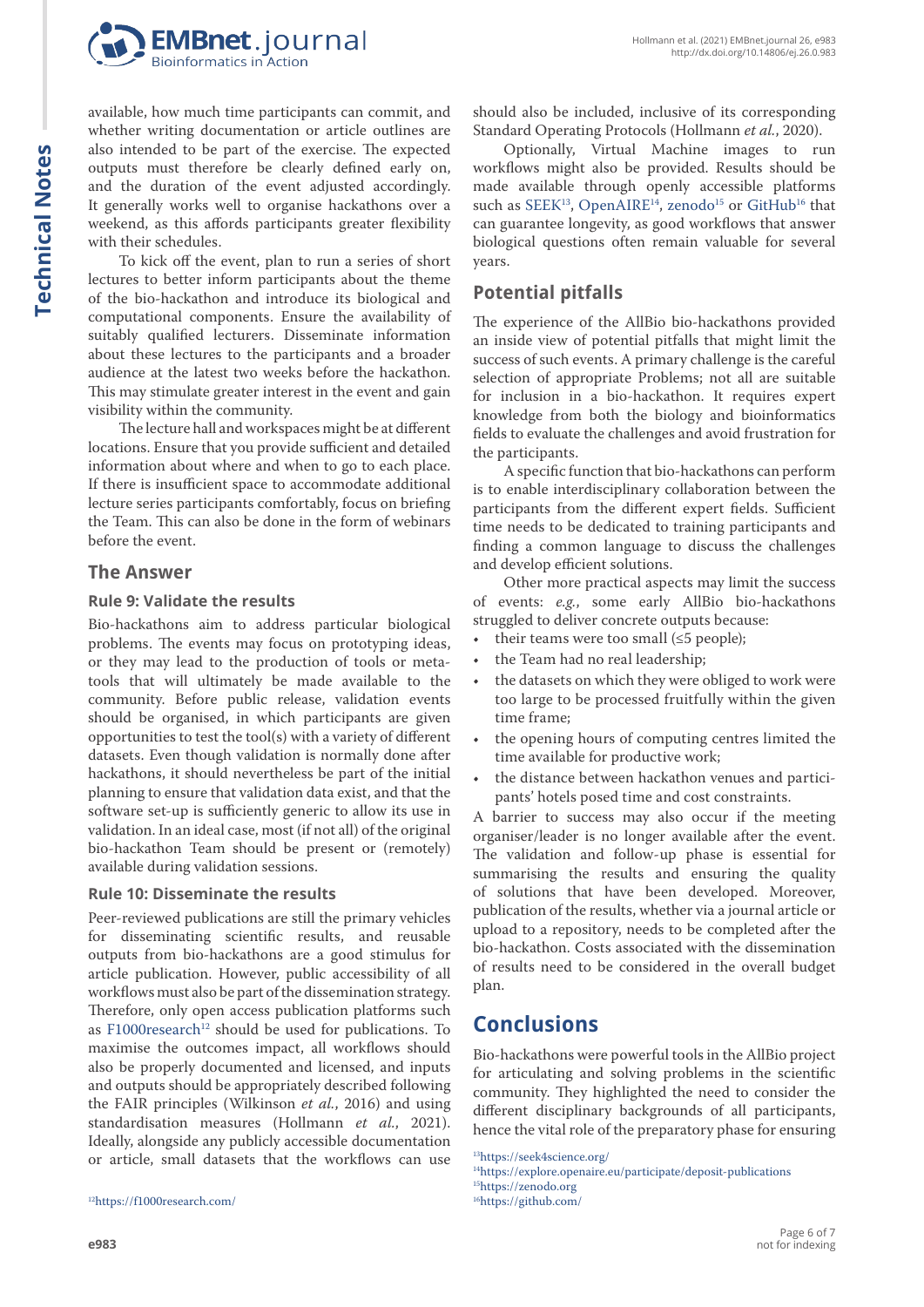available, how much time participants can commit, and whether writing documentation or article outlines are also intended to be part of the exercise. The expected outputs must therefore be clearly defined early on, and the duration of the event adjusted accordingly. It generally works well to organise hackathons over a weekend, as this affords participants greater flexibility with their schedules.

To kick off the event, plan to run a series of short lectures to better inform participants about the theme of the bio-hackathon and introduce its biological and computational components. Ensure the availability of suitably qualified lecturers. Disseminate information about these lectures to the participants and a broader audience at the latest two weeks before the hackathon. This may stimulate greater interest in the event and gain visibility within the community.

The lecture hall and workspaces might be at different locations. Ensure that you provide sufficient and detailed information about where and when to go to each place. If there is insufficient space to accommodate additional lecture series participants comfortably, focus on briefing the Team. This can also be done in the form of webinars before the event.

## The Answer

### Rule 9: Validate the results

Bio-hackathons aim to address particular biological problems. The events may focus on prototyping ideas, or they may lead to the production of tools or meta-tools that will ultimately be made available to the community. Before public release, validation events should be organised, in which participants are given opportunities to test the tool(s) with a variety of different datasets. Even though validation is normally done after hackathons, it should nevertheless be part of the initial planning to ensure that validation data exist, and that the software set-up is sufficiently generic to allow its use in validation. In an ideal case, most (if not all) of the original bio-hackathon Team should be present or (remotely) available during validation sessions.

### Rule 10: Disseminate the results

Peer-reviewed publications are still the primary vehicles for disseminating scientific results, and reusable outputs from bio-hackathons are a good stimulus for article publication. However, public accessibility of all workflows must also be part of the dissemination strategy. Therefore, only open access publication platforms such as F1000research[12] should be used for publications. To maximise the outcomes impact, all workflows should also be properly documented and licensed, and inputs and outputs should be appropriately described following the FAIR principles (Wilkinson *et al.*, 2016) and using standardisation measures (Hollmann *et al.*, 2021). Ideally, alongside any publicly accessible documentation or article, small datasets that the workflows can use should also be included, inclusive of its corresponding Standard Operating Protocols (Hollmann *et al.*, 2020).

Optionally, Virtual Machine images to run workflows might also be provided. Results should be made available through openly accessible platforms such as SEEK[13], OpenAIRE[14], zenodo[15] or GitHub[16] that can guarantee longevity, as good workflows that answer biological questions often remain valuable for several years.

## Potential pitfalls

The experience of the AllBio bio-hackathons provided an inside view of potential pitfalls that might limit the success of such events. A primary challenge is the careful selection of appropriate Problems; not all are suitable for inclusion in a bio-hackathon. It requires expert knowledge from both the biology and bioinformatics fields to evaluate the challenges and avoid frustration for the participants.

A specific function that bio-hackathons can perform is to enable interdisciplinary collaboration between the participants from the different expert fields. Sufficient time needs to be dedicated to training participants and finding a common language to discuss the challenges and develop efficient solutions.

Other more practical aspects may limit the success of events: *e.g.*, some early AllBio bio-hackathons struggled to deliver concrete outputs because:

- their teams were too small (≤5 people);
- the Team had no real leadership;
- the datasets on which they were obliged to work were too large to be processed fruitfully within the given time frame;
- the opening hours of computing centres limited the time available for productive work;
- the distance between hackathon venues and participants' hotels posed time and cost constraints.

A barrier to success may also occur if the meeting organiser/leader is no longer available after the event. The validation and follow-up phase is essential for summarising the results and ensuring the quality of solutions that have been developed. Moreover, publication of the results, whether via a journal article or upload to a repository, needs to be completed after the bio-hackathon. Costs associated with the dissemination of results need to be considered in the overall budget plan.

# Conclusions

Bio-hackathons were powerful tools in the AllBio project for articulating and solving problems in the scientific community. They highlighted the need to consider the different disciplinary backgrounds of all participants, hence the vital role of the preparatory phase for ensuring

[12] https://f1000research.com/

[13] https://seek4science.org/

[14] https://explore.openaire.eu/participate/deposit-publications

[15] https://zenodo.org

[16] https://github.com/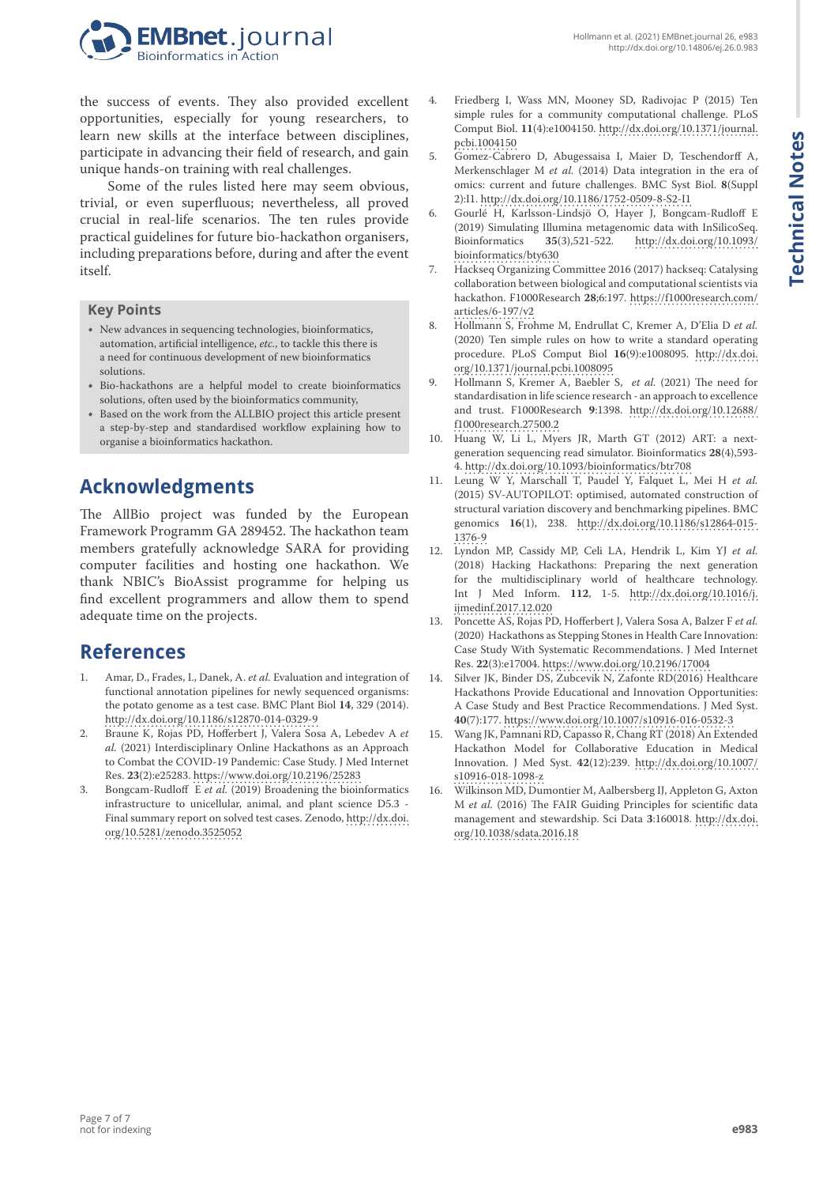the success of events. They also provided excellent opportunities, especially for young researchers, to learn new skills at the interface between disciplines, participate in advancing their field of research, and gain unique hands-on training with real challenges.

Some of the rules listed here may seem obvious, trivial, or even superfluous; nevertheless, all proved crucial in real-life scenarios. The ten rules provide practical guidelines for future bio-hackathon organisers, including preparations before, during and after the event itself.

### Key Points

- New advances in sequencing technologies, bioinformatics, automation, artificial intelligence, *etc.*, to tackle this there is a need for continuous development of new bioinformatics solutions.
- Bio-hackathons are a helpful model to create bioinformatics solutions, often used by the bioinformatics community,
- Based on the work from the ALLBIO project this article present a step-by-step and standardised workflow explaining how to organise a bioinformatics hackathon.

## Acknowledgments

The AllBio project was funded by the European Framework Programm GA 289452. The hackathon team members gratefully acknowledge SARA for providing computer facilities and hosting one hackathon. We thank NBIC's BioAssist programme for helping us find excellent programmers and allow them to spend adequate time on the projects.

## References

1. Amar, D., Frades, I., Danek, A. *et al.* Evaluation and integration of functional annotation pipelines for newly sequenced organisms: the potato genome as a test case. BMC Plant Biol **14**, 329 (2014). http://dx.doi.org/10.1186/s12870-014-0329-9
2. Braune K, Rojas PD, Hofferbert J, Valera Sosa A, Lebedev A *et al.* (2021) Interdisciplinary Online Hackathons as an Approach to Combat the COVID-19 Pandemic: Case Study. J Med Internet Res. **23**(2):e25283. https://www.doi.org/10.2196/25283
3. Bongcam-Rudloff E *et al.* (2019) Broadening the bioinformatics infrastructure to unicellular, animal, and plant science D5.3 - Final summary report on solved test cases. Zenodo, http://dx.doi.org/10.5281/zenodo.3525052
4. Friedberg I, Wass MN, Mooney SD, Radivojac P (2015) Ten simple rules for a community computational challenge. PLoS Comput Biol. **11**(4):e1004150. http://dx.doi.org/10.1371/journal.pcbi.1004150
5. Gomez-Cabrero D, Abugessaisa I, Maier D, Teschendorff A, Merkenschlager M *et al.* (2014) Data integration in the era of omics: current and future challenges. BMC Syst Biol. **8**(Suppl 2):I1. http://dx.doi.org/10.1186/1752-0509-8-S2-I1
6. Gourlé H, Karlsson-Lindsjö O, Hayer J, Bongcam-Rudloff E (2019) Simulating Illumina metagenomic data with InSilicoSeq. Bioinformatics **35**(3),521-522. http://dx.doi.org/10.1093/bioinformatics/bty630
7. Hackseq Organizing Committee 2016 (2017) hackseq: Catalysing collaboration between biological and computational scientists via hackathon. F1000Research **28**;6:197. https://f1000research.com/articles/6-197/v2
8. Hollmann S, Frohme M, Endrullat C, Kremer A, D'Elia D *et al.* (2020) Ten simple rules on how to write a standard operating procedure. PLoS Comput Biol **16**(9):e1008095. http://dx.doi.org/10.1371/journal.pcbi.1008095
9. Hollmann S, Kremer A, Baebler S, *et al.* (2021) The need for standardisation in life science research - an approach to excellence and trust. F1000Research **9**:1398. http://dx.doi.org/10.12688/f1000research.27500.2
10. Huang W, Li L, Myers JR, Marth GT (2012) ART: a next-generation sequencing read simulator. Bioinformatics **28**(4),593-4. http://dx.doi.org/10.1093/bioinformatics/btr708
11. Leung W Y, Marschall T, Paudel Y, Falquet L, Mei H *et al.* (2015) SV-AUTOPILOT: optimised, automated construction of structural variation discovery and benchmarking pipelines. BMC genomics **16**(1), 238. http://dx.doi.org/10.1186/s12864-015-1376-9
12. Lyndon MP, Cassidy MP, Celi LA, Hendrik L, Kim YJ *et al.* (2018) Hacking Hackathons: Preparing the next generation for the multidisciplinary world of healthcare technology. Int J Med Inform. **112**, 1-5. http://dx.doi.org/10.1016/j.ijmedinf.2017.12.020
13. Poncette AS, Rojas PD, Hofferbert J, Valera Sosa A, Balzer F *et al.* (2020) Hackathons as Stepping Stones in Health Care Innovation: Case Study With Systematic Recommendations. J Med Internet Res. **22**(3):e17004. https://www.doi.org/10.2196/17004
14. Silver JK, Binder DS, Zubcevik N, Zafonte RD(2016) Healthcare Hackathons Provide Educational and Innovation Opportunities: A Case Study and Best Practice Recommendations. J Med Syst. **40**(7):177. https://www.doi.org/10.1007/s10916-016-0532-3
15. Wang JK, Pamnani RD, Capasso R, Chang RT (2018) An Extended Hackathon Model for Collaborative Education in Medical Innovation. J Med Syst. **42**(12):239. http://dx.doi.org/10.1007/s10916-018-1098-z
16. Wilkinson MD, Dumontier M, Aalbersberg IJ, Appleton G, Axton M *et al.* (2016) The FAIR Guiding Principles for scientific data management and stewardship. Sci Data **3**:160018. http://dx.doi.org/10.1038/sdata.2016.18